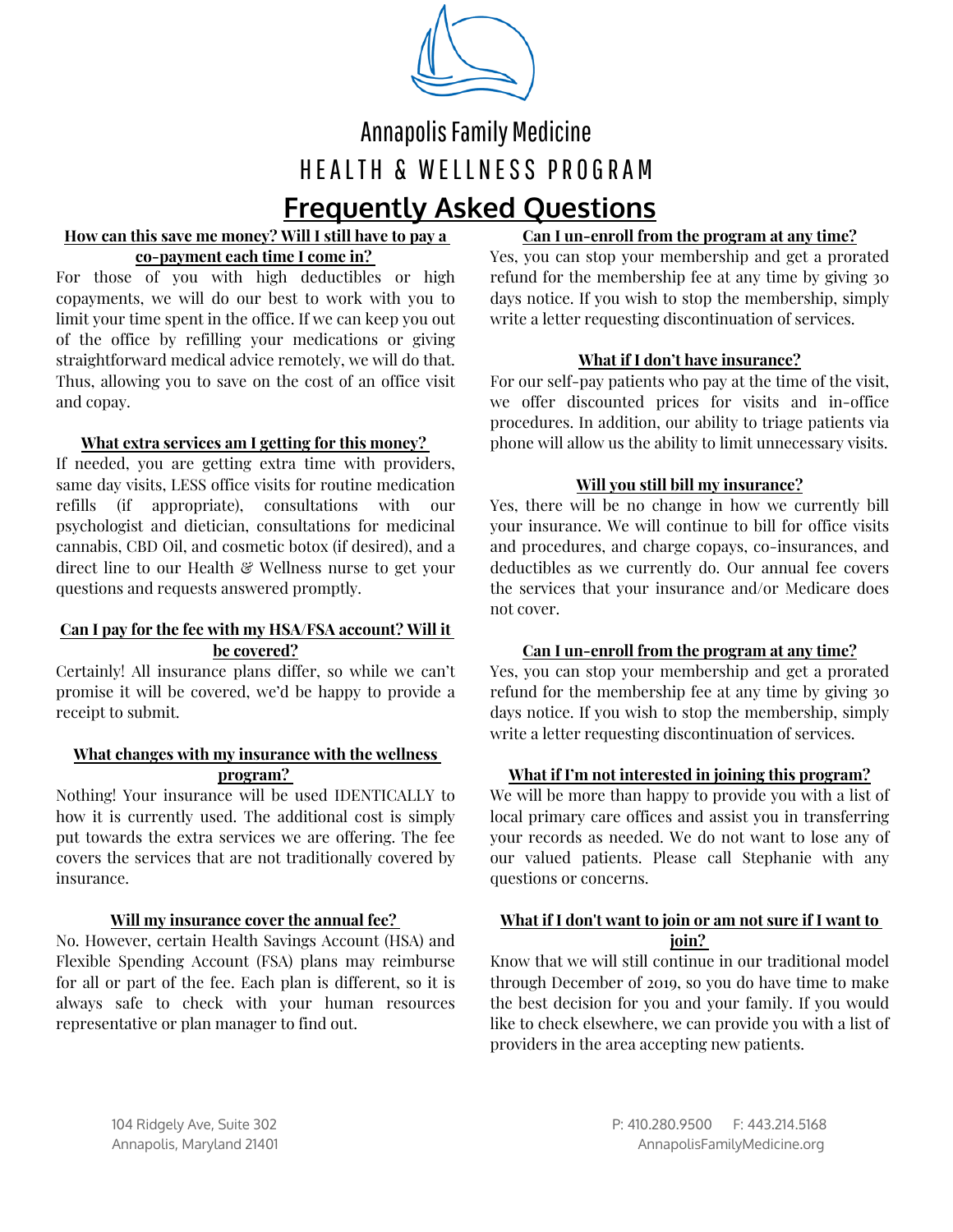# Annapolis Family Medicine

## HEALTH & WELLNESS PROGRAM

## Frequently Asked Questions

**How can this save me money? Will I still have to pay a co-payment each time I come in?**

For those of you with high deductibles or high copayments, we will do our best to work with you to limit your time spent in the office. If we can keep you out of the office by refilling your medications or giving straightforward medical advice remotely, we will do that. Thus, allowing you to save on the cost of an office visit and copay.

**What extra services am I getting for this money?**

If needed, you are getting extra time with providers, same day visits, LESS office visits for routine medication refills (if appropriate), consultations with our psychologist and dietician, consultations for medicinal cannabis, CBD Oil, and cosmetic botox (if desired), and a direct line to our Health & Wellness nurse to get your questions and requests answered promptly.

**Can I pay for the fee with my HSA/FSA account? Will it be covered?**

Certainly! All insurance plans differ, so while we can't promise it will be covered, we'd be happy to provide a receipt to submit.

**What changes with my insurance with the wellness program?**

Nothing! Your insurance will be used IDENTICALLY to how it is currently used. The additional cost is simply put towards the extra services we are offering. The fee covers the services that are not traditionally covered by insurance.

**Will my insurance cover the annual fee?**

No. However, certain Health Savings Account (HSA) and Flexible Spending Account (FSA) plans may reimburse for all or part of the fee. Each plan is different, so it is always safe to check with your human resources representative or plan manager to find out.

**Can I un-enroll from the program at any time?**

Yes, you can stop your membership and get a prorated refund for the membership fee at any time by giving 30 days notice. If you wish to stop the membership, simply write a letter requesting discontinuation of services.

**What if I don't have insurance?**

For our self-pay patients who pay at the time of the visit, we offer discounted prices for visits and in-office procedures. In addition, our ability to triage patients via phone will allow us the ability to limit unnecessary visits.

**Will you still bill my insurance?**

Yes, there will be no change in how we currently bill your insurance. We will continue to bill for office visits and procedures, and charge copays, co-insurances, and deductibles as we currently do. Our annual fee covers the services that your insurance and/or Medicare does not cover.

**Can I un-enroll from the program at any time?**

Yes, you can stop your membership and get a prorated refund for the membership fee at any time by giving 30 days notice. If you wish to stop the membership, simply write a letter requesting discontinuation of services.

**What if I'm not interested in joining this program?**

We will be more than happy to provide you with a list of local primary care offices and assist you in transferring your records as needed. We do not want to lose any of our valued patients. Please call Stephanie with any questions or concerns.

**What if I don't want to join or am not sure if I want to join?**

Know that we will still continue in our traditional model through December of 2019, so you do have time to make the best decision for you and your family. If you would like to check elsewhere, we can provide you with a list of providers in the area accepting new patients.

104 Ridgely Ave, Suite 302
Annapolis, Maryland 21401

P: 410.280.9500 F: 443.214.5168
AnnapolisFamilyMedicine.org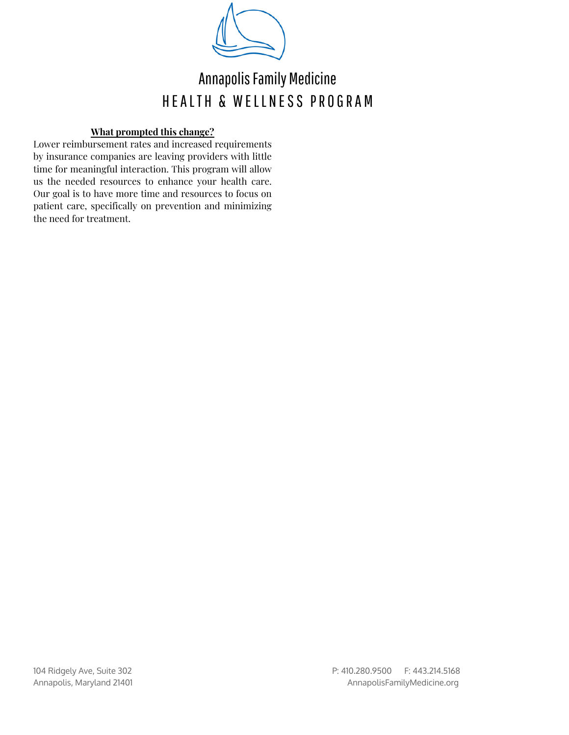Annapolis Family Medicine

HEALTH & WELLNESS PROGRAM

**What prompted this change?**

Lower reimbursement rates and increased requirements by insurance companies are leaving providers with little time for meaningful interaction. This program will allow us the needed resources to enhance your health care. Our goal is to have more time and resources to focus on patient care, specifically on prevention and minimizing the need for treatment.

104 Ridgely Ave, Suite 302
Annapolis, Maryland 21401

P: 410.280.9500 F: 443.214.5168
AnnapolisFamilyMedicine.org